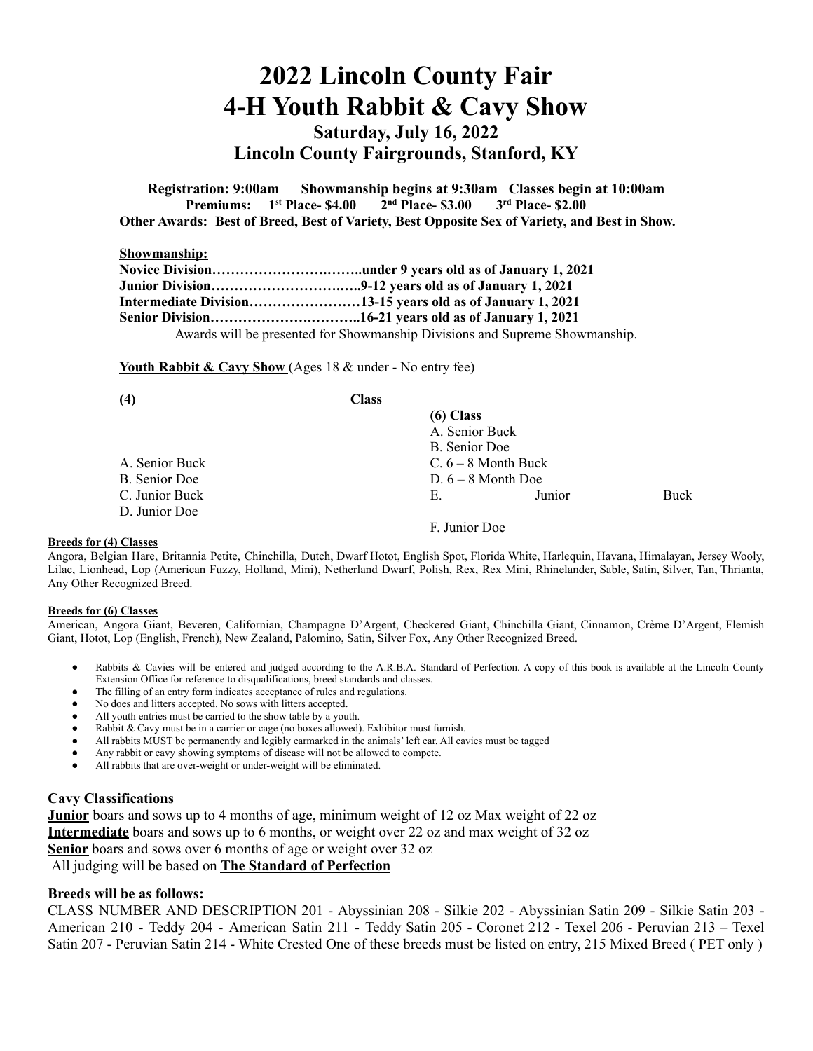# 2022 Lincoln County Fair
# 4-H Youth Rabbit & Cavy Show

### Saturday, July 16, 2022
### Lincoln County Fairgrounds, Stanford, KY

**Registration: 9:00am Showmanship begins at 9:30am Classes begin at 10:00am**

**Premiums: 1st Place- $4.00 2nd Place- $3.00 3rd Place- $2.00**

**Other Awards: Best of Breed, Best of Variety, Best Opposite Sex of Variety, and Best in Show.**

**Showmanship:**

**Novice Division……………………….……..under 9 years old as of January 1, 2021**
**Junior Division……………………….…..9-12 years old as of January 1, 2021**
**Intermediate Division……………………13-15 years old as of January 1, 2021**
**Senior Division……………………..……..16-21 years old as of January 1, 2021**

Awards will be presented for Showmanship Divisions and Supreme Showmanship.

**Youth Rabbit & Cavy Show** (Ages 18 & under - No entry fee)

| (4) Class | (6) Class |
|---|---|
| A. Senior Buck | A. Senior Buck |
| B. Senior Doe | B. Senior Doe |
| C. Junior Buck | C. 6 – 8 Month Buck |
| D. Junior Doe | D. 6 – 8 Month Doe |
| | E. Junior Buck |
| | F. Junior Doe |

**Breeds for (4) Classes**

Angora, Belgian Hare, Britannia Petite, Chinchilla, Dutch, Dwarf Hotot, English Spot, Florida White, Harlequin, Havana, Himalayan, Jersey Wooly, Lilac, Lionhead, Lop (American Fuzzy, Holland, Mini), Netherland Dwarf, Polish, Rex, Rex Mini, Rhinelander, Sable, Satin, Silver, Tan, Thrianta, Any Other Recognized Breed.

**Breeds for (6) Classes**

American, Angora Giant, Beveren, Californian, Champagne D'Argent, Checkered Giant, Chinchilla Giant, Cinnamon, Crème D'Argent, Flemish Giant, Hotot, Lop (English, French), New Zealand, Palomino, Satin, Silver Fox, Any Other Recognized Breed.

- Rabbits & Cavies will be entered and judged according to the A.R.B.A. Standard of Perfection. A copy of this book is available at the Lincoln County Extension Office for reference to disqualifications, breed standards and classes.
- The filling of an entry form indicates acceptance of rules and regulations.
- No does and litters accepted. No sows with litters accepted.
- All youth entries must be carried to the show table by a youth.
- Rabbit & Cavy must be in a carrier or cage (no boxes allowed). Exhibitor must furnish.
- All rabbits MUST be permanently and legibly earmarked in the animals' left ear. All cavies must be tagged
- Any rabbit or cavy showing symptoms of disease will not be allowed to compete.
- All rabbits that are over-weight or under-weight will be eliminated.

### Cavy Classifications

**Junior** boars and sows up to 4 months of age, minimum weight of 12 oz Max weight of 22 oz
**Intermediate** boars and sows up to 6 months, or weight over 22 oz and max weight of 32 oz
**Senior** boars and sows over 6 months of age or weight over 32 oz
All judging will be based on **The Standard of Perfection**

### Breeds will be as follows:

CLASS NUMBER AND DESCRIPTION 201 - Abyssinian 208 - Silkie 202 - Abyssinian Satin 209 - Silkie Satin 203 - American 210 - Teddy 204 - American Satin 211 - Teddy Satin 205 - Coronet 212 - Texel 206 - Peruvian 213 – Texel Satin 207 - Peruvian Satin 214 - White Crested One of these breeds must be listed on entry, 215 Mixed Breed ( PET only )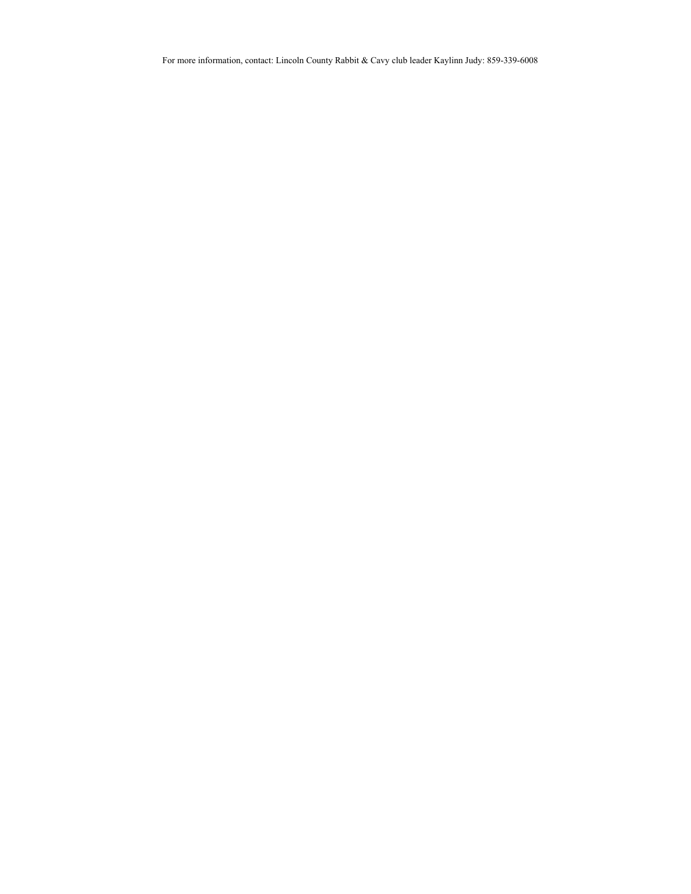For more information, contact: Lincoln County Rabbit & Cavy club leader Kaylinn Judy: 859-339-6008